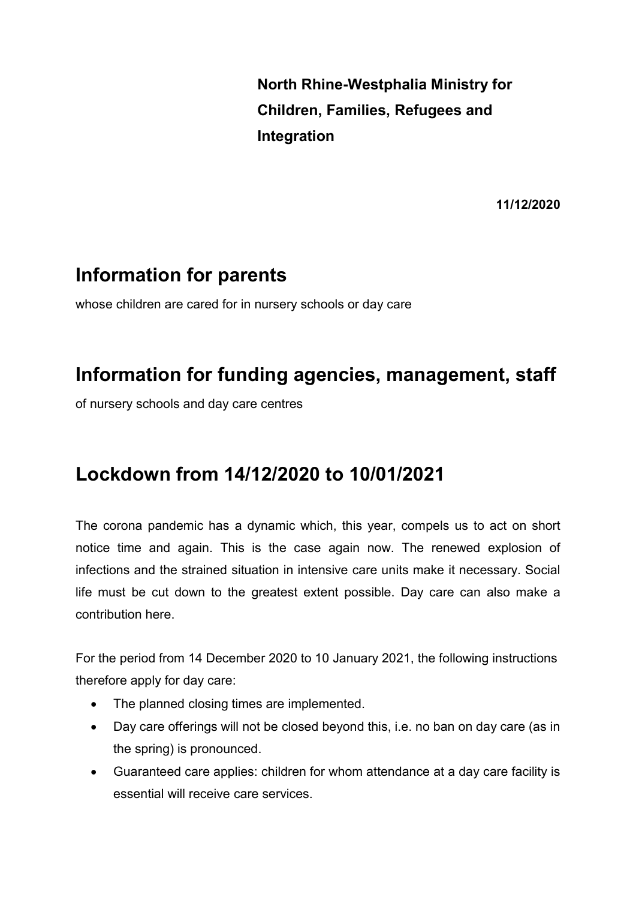**North Rhine-Westphalia Ministry for Children, Families, Refugees and Integration**

**11/12/2020**

## Information for parents

whose children are cared for in nursery schools or day care

## Information for funding agencies, management, staff

of nursery schools and day care centres

## Lockdown from 14/12/2020 to 10/01/2021

The corona pandemic has a dynamic which, this year, compels us to act on short notice time and again. This is the case again now. The renewed explosion of infections and the strained situation in intensive care units make it necessary. Social life must be cut down to the greatest extent possible. Day care can also make a contribution here.

For the period from 14 December 2020 to 10 January 2021, the following instructions therefore apply for day care:

- The planned closing times are implemented.
- Day care offerings will not be closed beyond this, i.e. no ban on day care (as in the spring) is pronounced.
- Guaranteed care applies: children for whom attendance at a day care facility is essential will receive care services.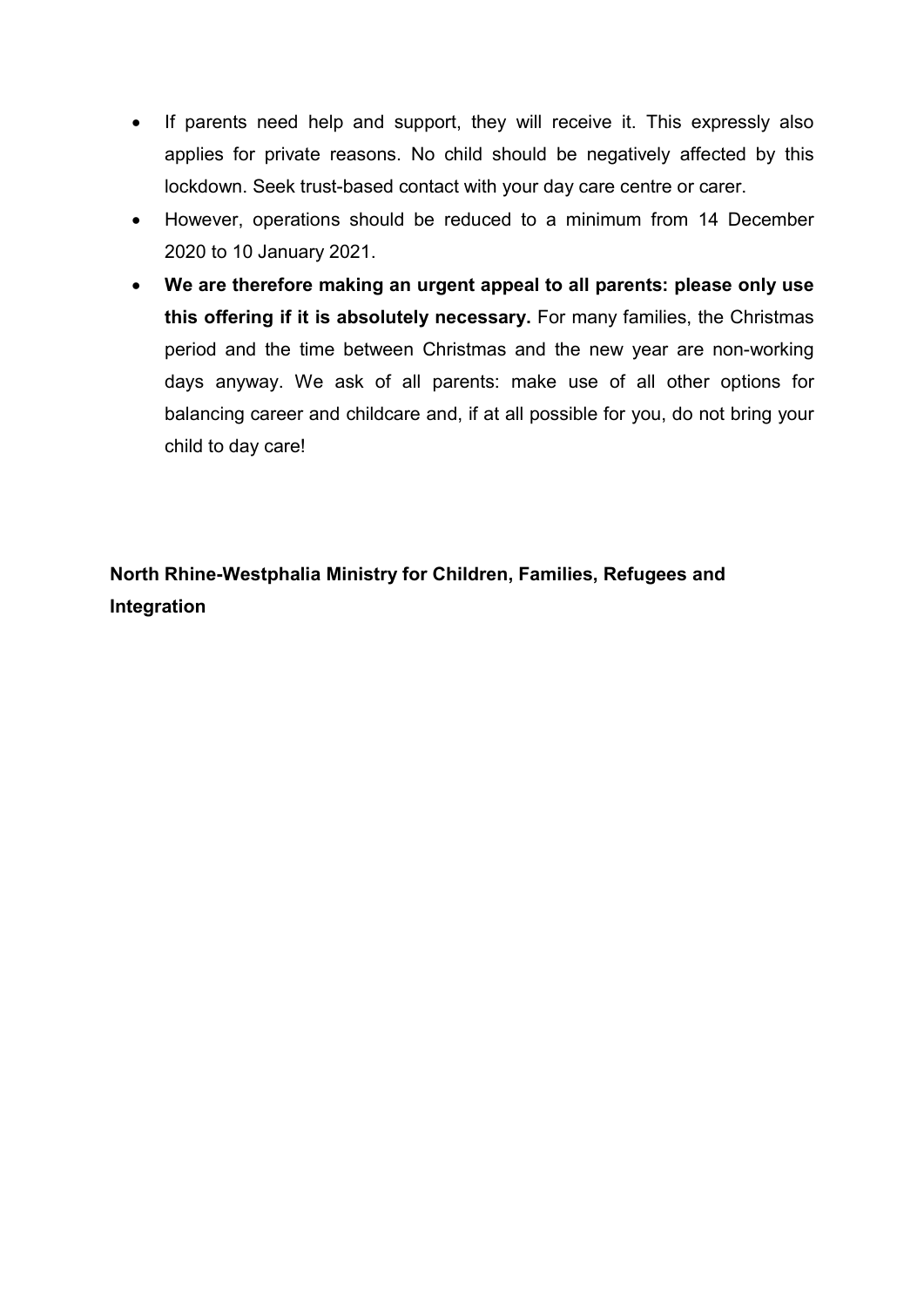- If parents need help and support, they will receive it. This expressly also applies for private reasons. No child should be negatively affected by this lockdown. Seek trust-based contact with your day care centre or carer.
- However, operations should be reduced to a minimum from 14 December 2020 to 10 January 2021.
- **We are therefore making an urgent appeal to all parents: please only use this offering if it is absolutely necessary.** For many families, the Christmas period and the time between Christmas and the new year are non-working days anyway. We ask of all parents: make use of all other options for balancing career and childcare and, if at all possible for you, do not bring your child to day care!

**North Rhine-Westphalia Ministry for Children, Families, Refugees and Integration**